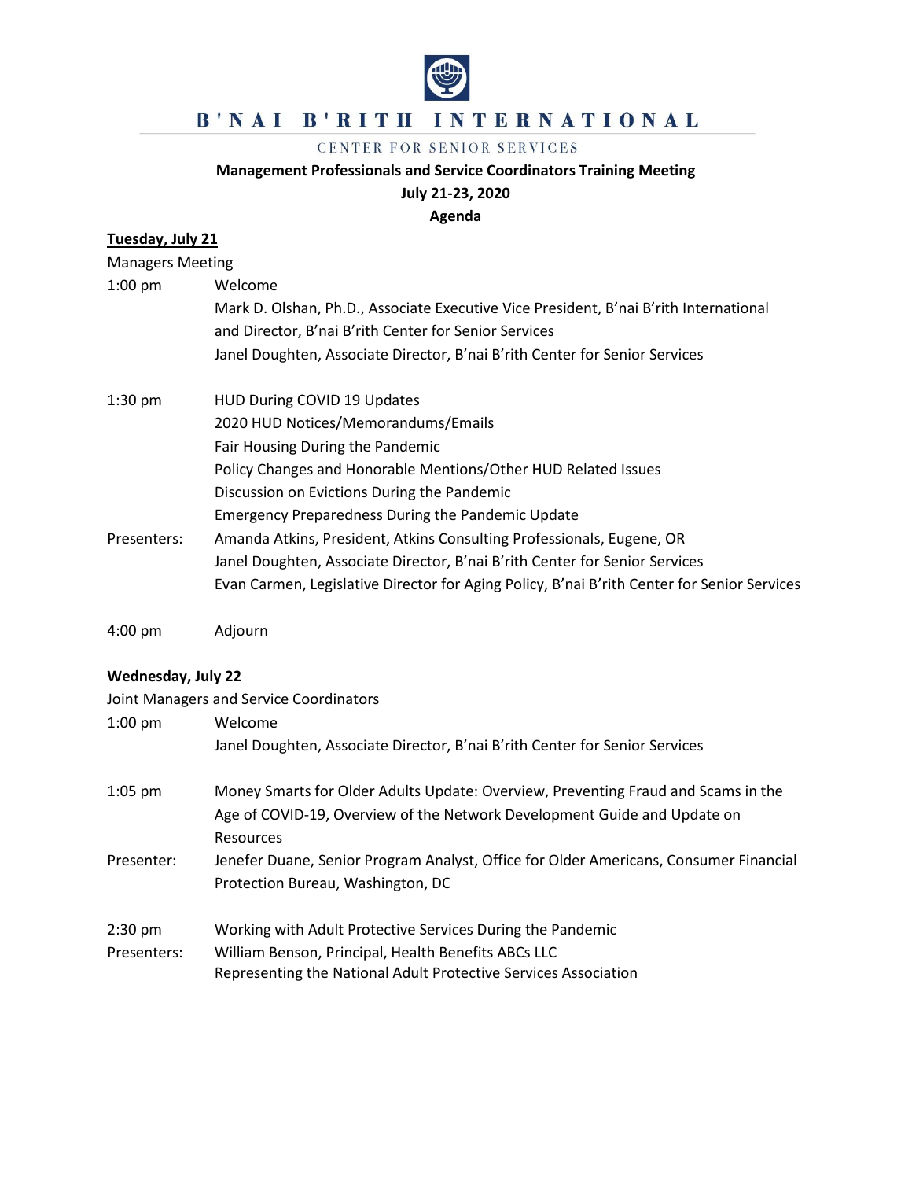# B'NAI B'RITH INTERNATIONAL

CENTER FOR SENIOR SERVICES

**Management Professionals and Service Coordinators Training Meeting**

**July 21-23, 2020**

**Agenda**

**Tuesday, July 21**

Managers Meeting

1:00 pm — Welcome
Mark D. Olshan, Ph.D., Associate Executive Vice President, B'nai B'rith International and Director, B'nai B'rith Center for Senior Services
Janel Doughten, Associate Director, B'nai B'rith Center for Senior Services

1:30 pm — HUD During COVID 19 Updates
2020 HUD Notices/Memorandums/Emails
Fair Housing During the Pandemic
Policy Changes and Honorable Mentions/Other HUD Related Issues
Discussion on Evictions During the Pandemic
Emergency Preparedness During the Pandemic Update

Presenters: Amanda Atkins, President, Atkins Consulting Professionals, Eugene, OR
Janel Doughten, Associate Director, B'nai B'rith Center for Senior Services
Evan Carmen, Legislative Director for Aging Policy, B'nai B'rith Center for Senior Services

4:00 pm — Adjourn

**Wednesday, July 22**

Joint Managers and Service Coordinators

1:00 pm — Welcome
Janel Doughten, Associate Director, B'nai B'rith Center for Senior Services

1:05 pm — Money Smarts for Older Adults Update: Overview, Preventing Fraud and Scams in the Age of COVID-19, Overview of the Network Development Guide and Update on Resources

Presenter: Jenefer Duane, Senior Program Analyst, Office for Older Americans, Consumer Financial Protection Bureau, Washington, DC

2:30 pm — Working with Adult Protective Services During the Pandemic

Presenters: William Benson, Principal, Health Benefits ABCs LLC
Representing the National Adult Protective Services Association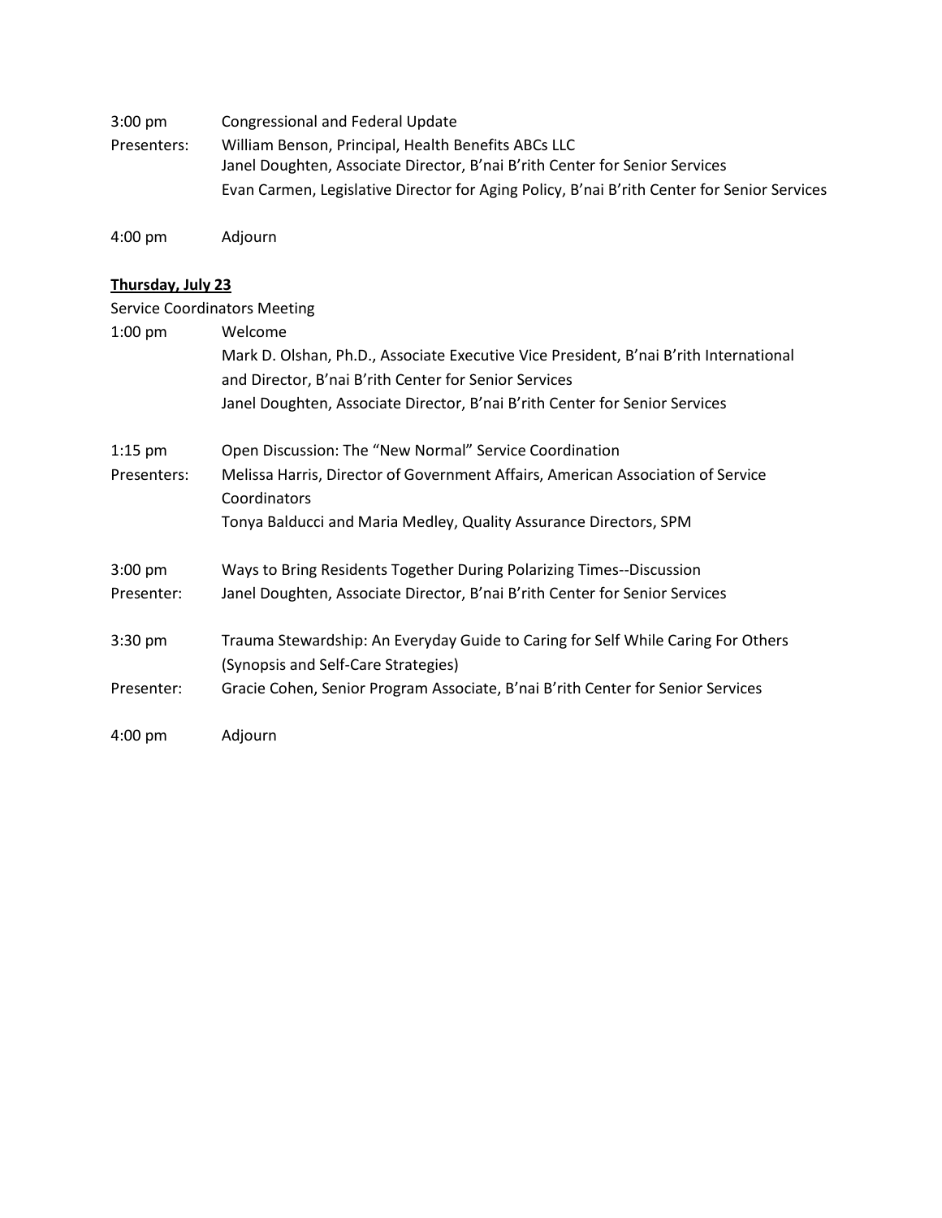| | |
|---|---|
| 3:00 pm | Congressional and Federal Update |
| Presenters: | William Benson, Principal, Health Benefits ABCs LLC<br>Janel Doughten, Associate Director, B'nai B'rith Center for Senior Services<br>Evan Carmen, Legislative Director for Aging Policy, B'nai B'rith Center for Senior Services |
| 4:00 pm | Adjourn |

**Thursday, July 23**

Service Coordinators Meeting

| | |
|---|---|
| 1:00 pm | Welcome<br>Mark D. Olshan, Ph.D., Associate Executive Vice President, B'nai B'rith International and Director, B'nai B'rith Center for Senior Services<br>Janel Doughten, Associate Director, B'nai B'rith Center for Senior Services |
| 1:15 pm | Open Discussion: The "New Normal" Service Coordination |
| Presenters: | Melissa Harris, Director of Government Affairs, American Association of Service Coordinators<br>Tonya Balducci and Maria Medley, Quality Assurance Directors, SPM |
| 3:00 pm | Ways to Bring Residents Together During Polarizing Times--Discussion |
| Presenter: | Janel Doughten, Associate Director, B'nai B'rith Center for Senior Services |
| 3:30 pm | Trauma Stewardship: An Everyday Guide to Caring for Self While Caring For Others (Synopsis and Self-Care Strategies) |
| Presenter: | Gracie Cohen, Senior Program Associate, B'nai B'rith Center for Senior Services |
| 4:00 pm | Adjourn |